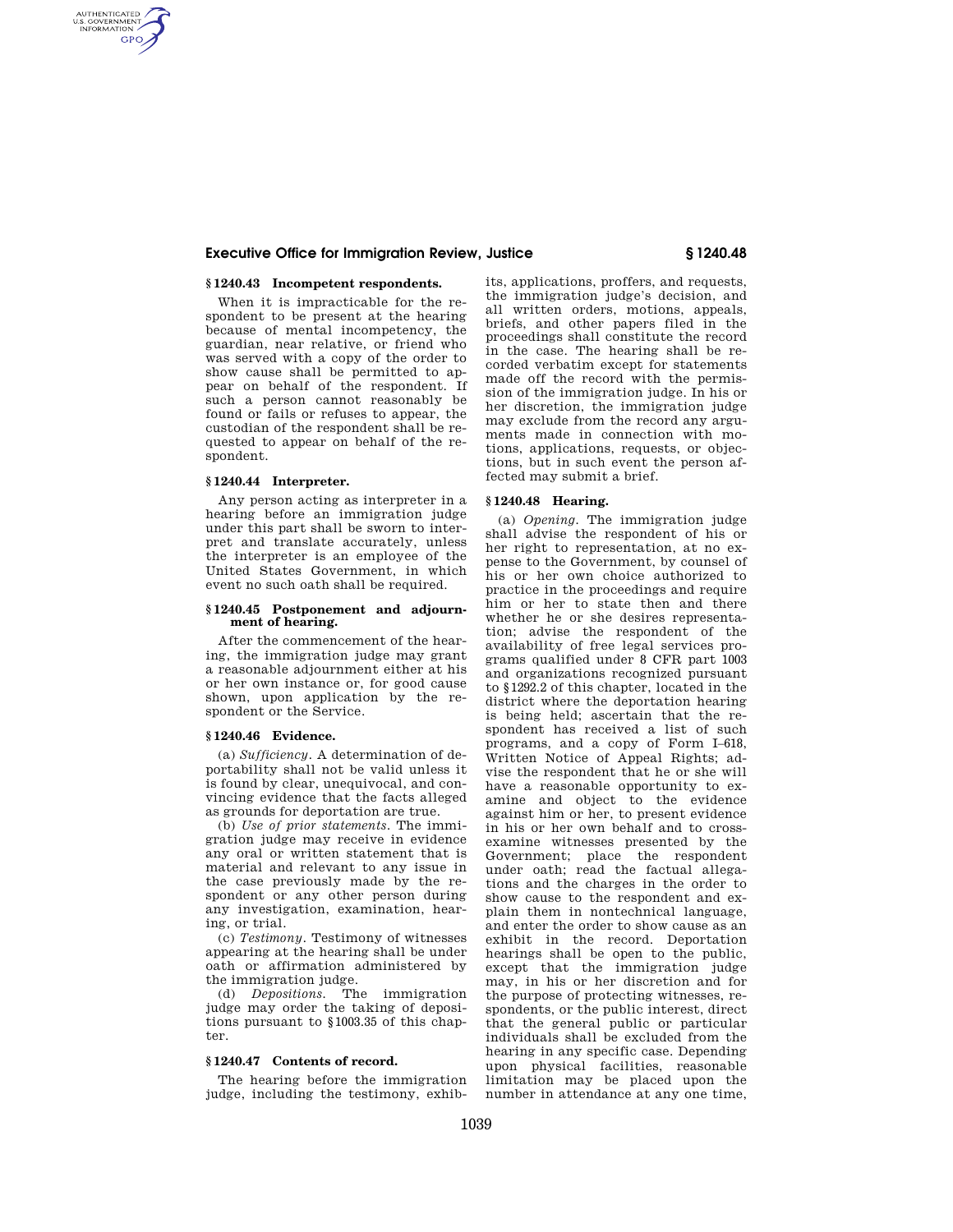## § 1240.43 Incompetent respondents.

When it is impracticable for the respondent to be present at the hearing because of mental incompetency, the guardian, near relative, or friend who was served with a copy of the order to show cause shall be permitted to appear on behalf of the respondent. If such a person cannot reasonably be found or fails or refuses to appear, the custodian of the respondent shall be requested to appear on behalf of the respondent.

## § 1240.44 Interpreter.

Any person acting as interpreter in a hearing before an immigration judge under this part shall be sworn to interpret and translate accurately, unless the interpreter is an employee of the United States Government, in which event no such oath shall be required.

## § 1240.45 Postponement and adjournment of hearing.

After the commencement of the hearing, the immigration judge may grant a reasonable adjournment either at his or her own instance or, for good cause shown, upon application by the respondent or the Service.

## § 1240.46 Evidence.

(a) *Sufficiency.* A determination of deportability shall not be valid unless it is found by clear, unequivocal, and convincing evidence that the facts alleged as grounds for deportation are true.

(b) *Use of prior statements.* The immigration judge may receive in evidence any oral or written statement that is material and relevant to any issue in the case previously made by the respondent or any other person during any investigation, examination, hearing, or trial.

(c) *Testimony.* Testimony of witnesses appearing at the hearing shall be under oath or affirmation administered by the immigration judge.

(d) *Depositions.* The immigration judge may order the taking of depositions pursuant to §1003.35 of this chapter.

## § 1240.47 Contents of record.

The hearing before the immigration judge, including the testimony, exhibits, applications, proffers, and requests, the immigration judge's decision, and all written orders, motions, appeals, briefs, and other papers filed in the proceedings shall constitute the record in the case. The hearing shall be recorded verbatim except for statements made off the record with the permission of the immigration judge. In his or her discretion, the immigration judge may exclude from the record any arguments made in connection with motions, applications, requests, or objections, but in such event the person affected may submit a brief.

## § 1240.48 Hearing.

(a) *Opening.* The immigration judge shall advise the respondent of his or her right to representation, at no expense to the Government, by counsel of his or her own choice authorized to practice in the proceedings and require him or her to state then and there whether he or she desires representation; advise the respondent of the availability of free legal services programs qualified under 8 CFR part 1003 and organizations recognized pursuant to §1292.2 of this chapter, located in the district where the deportation hearing is being held; ascertain that the respondent has received a list of such programs, and a copy of Form I–618, Written Notice of Appeal Rights; advise the respondent that he or she will have a reasonable opportunity to examine and object to the evidence against him or her, to present evidence in his or her own behalf and to cross-examine witnesses presented by the Government; place the respondent under oath; read the factual allegations and the charges in the order to show cause to the respondent and explain them in nontechnical language, and enter the order to show cause as an exhibit in the record. Deportation hearings shall be open to the public, except that the immigration judge may, in his or her discretion and for the purpose of protecting witnesses, respondents, or the public interest, direct that the general public or particular individuals shall be excluded from the hearing in any specific case. Depending upon physical facilities, reasonable limitation may be placed upon the number in attendance at any one time,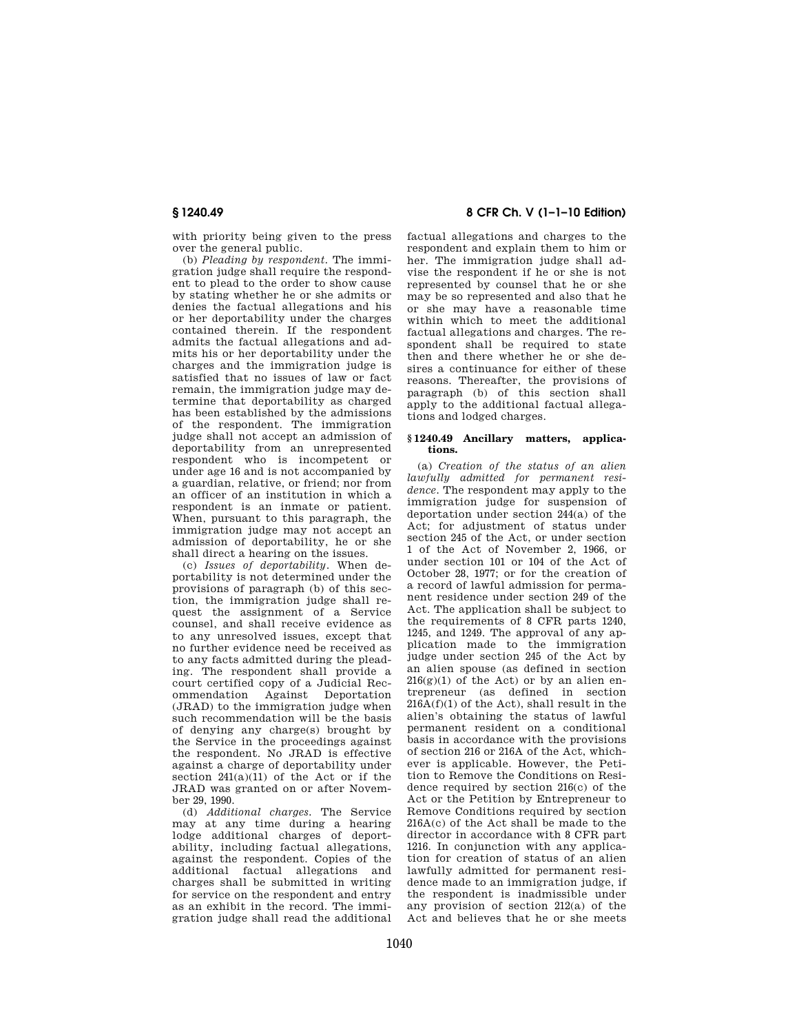with priority being given to the press over the general public.

(b) *Pleading by respondent.* The immigration judge shall require the respondent to plead to the order to show cause by stating whether he or she admits or denies the factual allegations and his or her deportability under the charges contained therein. If the respondent admits the factual allegations and admits his or her deportability under the charges and the immigration judge is satisfied that no issues of law or fact remain, the immigration judge may determine that deportability as charged has been established by the admissions of the respondent. The immigration judge shall not accept an admission of deportability from an unrepresented respondent who is incompetent or under age 16 and is not accompanied by a guardian, relative, or friend; nor from an officer of an institution in which a respondent is an inmate or patient. When, pursuant to this paragraph, the immigration judge may not accept an admission of deportability, he or she shall direct a hearing on the issues.

(c) *Issues of deportability.* When deportability is not determined under the provisions of paragraph (b) of this section, the immigration judge shall request the assignment of a Service counsel, and shall receive evidence as to any unresolved issues, except that no further evidence need be received as to any facts admitted during the pleading. The respondent shall provide a court certified copy of a Judicial Recommendation Against Deportation (JRAD) to the immigration judge when such recommendation will be the basis of denying any charge(s) brought by the Service in the proceedings against the respondent. No JRAD is effective against a charge of deportability under section 241(a)(11) of the Act or if the JRAD was granted on or after November 29, 1990.

(d) *Additional charges.* The Service may at any time during a hearing lodge additional charges of deportability, including factual allegations, against the respondent. Copies of the additional factual allegations and charges shall be submitted in writing for service on the respondent and entry as an exhibit in the record. The immigration judge shall read the additional factual allegations and charges to the respondent and explain them to him or her. The immigration judge shall advise the respondent if he or she is not represented by counsel that he or she may be so represented and also that he or she may have a reasonable time within which to meet the additional factual allegations and charges. The respondent shall be required to state then and there whether he or she desires a continuance for either of these reasons. Thereafter, the provisions of paragraph (b) of this section shall apply to the additional factual allegations and lodged charges.

## § 1240.49 Ancillary matters, applications.

(a) *Creation of the status of an alien lawfully admitted for permanent residence.* The respondent may apply to the immigration judge for suspension of deportation under section 244(a) of the Act; for adjustment of status under section 245 of the Act, or under section 1 of the Act of November 2, 1966, or under section 101 or 104 of the Act of October 28, 1977; or for the creation of a record of lawful admission for permanent residence under section 249 of the Act. The application shall be subject to the requirements of 8 CFR parts 1240, 1245, and 1249. The approval of any application made to the immigration judge under section 245 of the Act by an alien spouse (as defined in section 216(g)(1) of the Act) or by an alien entrepreneur (as defined in section 216A(f)(1) of the Act), shall result in the alien's obtaining the status of lawful permanent resident on a conditional basis in accordance with the provisions of section 216 or 216A of the Act, whichever is applicable. However, the Petition to Remove the Conditions on Residence required by section 216(c) of the Act or the Petition by Entrepreneur to Remove Conditions required by section 216A(c) of the Act shall be made to the director in accordance with 8 CFR part 1216. In conjunction with any application for creation of status of an alien lawfully admitted for permanent residence made to an immigration judge, if the respondent is inadmissible under any provision of section 212(a) of the Act and believes that he or she meets